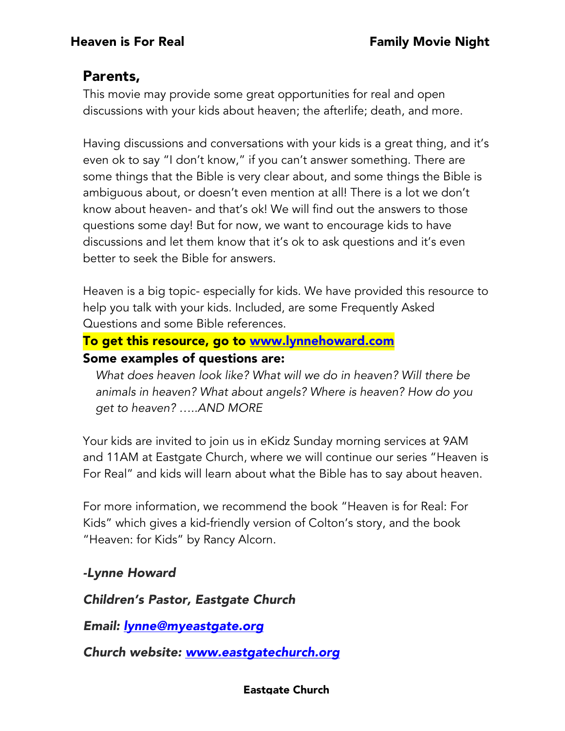**Heaven is For Real** **Family Movie Night**

## Parents,

This movie may provide some great opportunities for real and open discussions with your kids about heaven; the afterlife; death, and more.

Having discussions and conversations with your kids is a great thing, and it's even ok to say "I don't know," if you can't answer something. There are some things that the Bible is very clear about, and some things the Bible is ambiguous about, or doesn't even mention at all! There is a lot we don't know about heaven- and that's ok! We will find out the answers to those questions some day! But for now, we want to encourage kids to have discussions and let them know that it's ok to ask questions and it's even better to seek the Bible for answers.

Heaven is a big topic- especially for kids. We have provided this resource to help you talk with your kids. Included, are some Frequently Asked Questions and some Bible references.

**To get this resource, go to [www.lynnehoward.com](http://www.lynnehoward.com)**

**Some examples of questions are:**

*What does heaven look like? What will we do in heaven? Will there be animals in heaven? What about angels? Where is heaven? How do you get to heaven? …..AND MORE*

Your kids are invited to join us in eKidz Sunday morning services at 9AM and 11AM at Eastgate Church, where we will continue our series "Heaven is For Real" and kids will learn about what the Bible has to say about heaven.

For more information, we recommend the book "Heaven is for Real: For Kids" which gives a kid-friendly version of Colton's story, and the book "Heaven: for Kids" by Rancy Alcorn.

***-Lynne Howard***

***Children's Pastor, Eastgate Church***

***Email: [lynne@myeastgate.org](mailto:lynne@myeastgate.org)***

***Church website: [www.eastgatechurch.org](http://www.eastgatechurch.org)***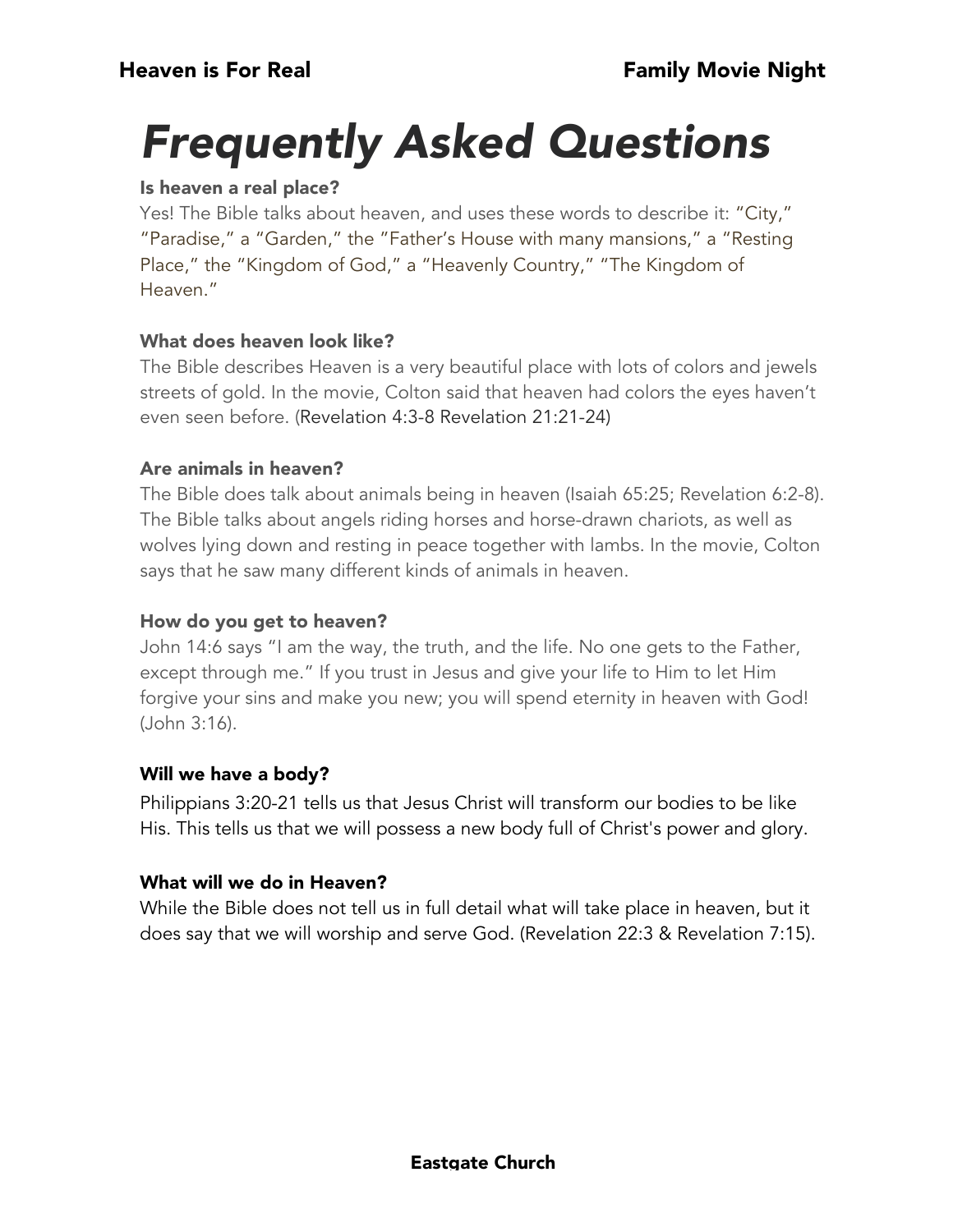# Frequently Asked Questions

**Is heaven a real place?**

Yes! The Bible talks about heaven, and uses these words to describe it: "City," "Paradise," a "Garden," the "Father's House with many mansions," a "Resting Place," the "Kingdom of God," a "Heavenly Country," "The Kingdom of Heaven."

**What does heaven look like?**

The Bible describes Heaven is a very beautiful place with lots of colors and jewels streets of gold. In the movie, Colton said that heaven had colors the eyes haven't even seen before. (Revelation 4:3-8 Revelation 21:21-24)

**Are animals in heaven?**

The Bible does talk about animals being in heaven (Isaiah 65:25; Revelation 6:2-8). The Bible talks about angels riding horses and horse-drawn chariots, as well as wolves lying down and resting in peace together with lambs. In the movie, Colton says that he saw many different kinds of animals in heaven.

**How do you get to heaven?**

John 14:6 says "I am the way, the truth, and the life. No one gets to the Father, except through me." If you trust in Jesus and give your life to Him to let Him forgive your sins and make you new; you will spend eternity in heaven with God! (John 3:16).

**Will we have a body?**

Philippians 3:20-21 tells us that Jesus Christ will transform our bodies to be like His. This tells us that we will possess a new body full of Christ's power and glory.

**What will we do in Heaven?**

While the Bible does not tell us in full detail what will take place in heaven, but it does say that we will worship and serve God. (Revelation 22:3 & Revelation 7:15).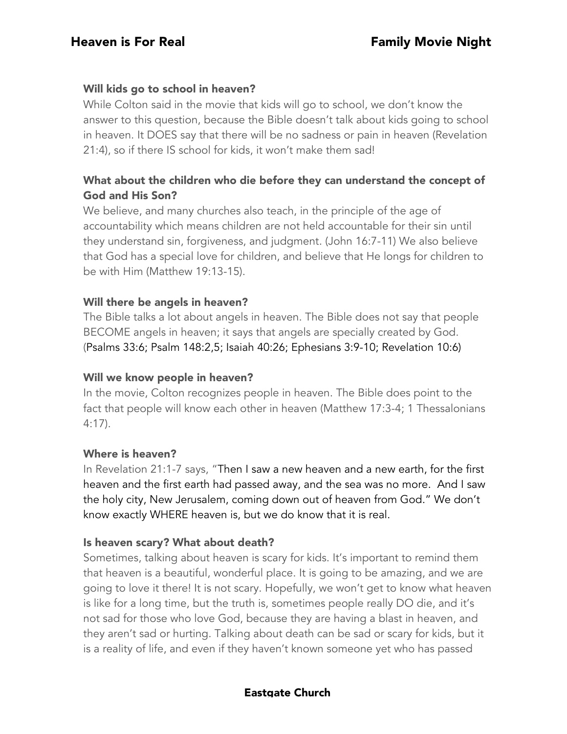### Will kids go to school in heaven?

While Colton said in the movie that kids will go to school, we don't know the answer to this question, because the Bible doesn't talk about kids going to school in heaven. It DOES say that there will be no sadness or pain in heaven (Revelation 21:4), so if there IS school for kids, it won't make them sad!

### What about the children who die before they can understand the concept of God and His Son?

We believe, and many churches also teach, in the principle of the age of accountability which means children are not held accountable for their sin until they understand sin, forgiveness, and judgment. (John 16:7-11) We also believe that God has a special love for children, and believe that He longs for children to be with Him (Matthew 19:13-15).

### Will there be angels in heaven?

The Bible talks a lot about angels in heaven. The Bible does not say that people BECOME angels in heaven; it says that angels are specially created by God. (Psalms 33:6; Psalm 148:2,5; Isaiah 40:26; Ephesians 3:9-10; Revelation 10:6)

### Will we know people in heaven?

In the movie, Colton recognizes people in heaven. The Bible does point to the fact that people will know each other in heaven (Matthew 17:3-4; 1 Thessalonians 4:17).

### Where is heaven?

In Revelation 21:1-7 says, "Then I saw a new heaven and a new earth, for the first heaven and the first earth had passed away, and the sea was no more. And I saw the holy city, New Jerusalem, coming down out of heaven from God." We don't know exactly WHERE heaven is, but we do know that it is real.

### Is heaven scary? What about death?

Sometimes, talking about heaven is scary for kids. It's important to remind them that heaven is a beautiful, wonderful place. It is going to be amazing, and we are going to love it there! It is not scary. Hopefully, we won't get to know what heaven is like for a long time, but the truth is, sometimes people really DO die, and it's not sad for those who love God, because they are having a blast in heaven, and they aren't sad or hurting. Talking about death can be sad or scary for kids, but it is a reality of life, and even if they haven't known someone yet who has passed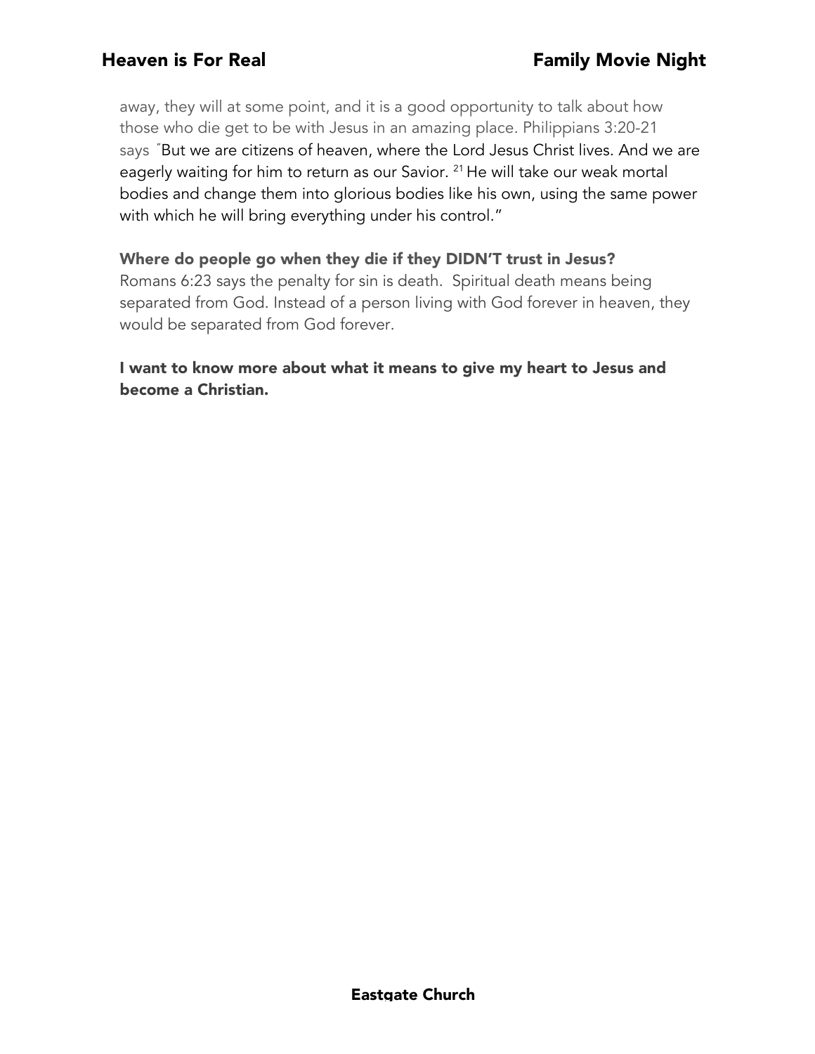away, they will at some point, and it is a good opportunity to talk about how those who die get to be with Jesus in an amazing place. Philippians 3:20-21 says "But we are citizens of heaven, where the Lord Jesus Christ lives. And we are eagerly waiting for him to return as our Savior. [21] He will take our weak mortal bodies and change them into glorious bodies like his own, using the same power with which he will bring everything under his control."

**Where do people go when they die if they DIDN'T trust in Jesus?**
Romans 6:23 says the penalty for sin is death. Spiritual death means being separated from God. Instead of a person living with God forever in heaven, they would be separated from God forever.

**I want to know more about what it means to give my heart to Jesus and become a Christian.**